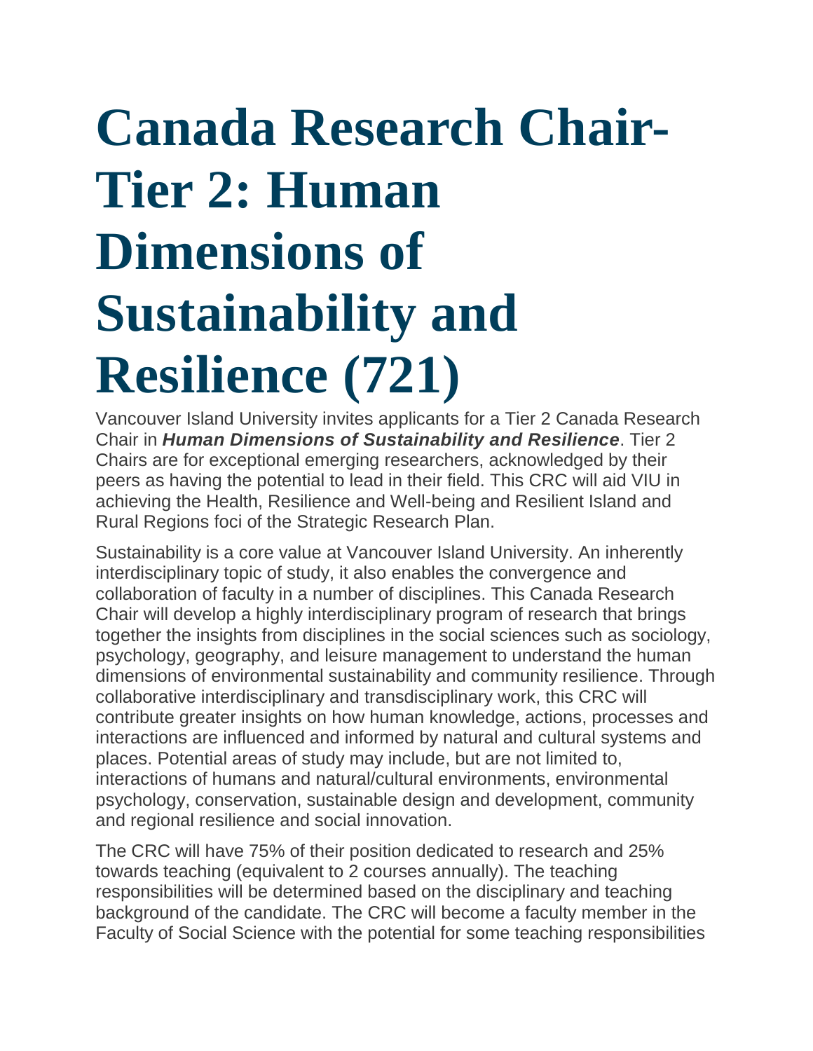# Canada Research Chair-Tier 2: Human Dimensions of Sustainability and Resilience (721)

Vancouver Island University invites applicants for a Tier 2 Canada Research Chair in ***Human Dimensions of Sustainability and Resilience***. Tier 2 Chairs are for exceptional emerging researchers, acknowledged by their peers as having the potential to lead in their field. This CRC will aid VIU in achieving the Health, Resilience and Well-being and Resilient Island and Rural Regions foci of the Strategic Research Plan.

Sustainability is a core value at Vancouver Island University. An inherently interdisciplinary topic of study, it also enables the convergence and collaboration of faculty in a number of disciplines. This Canada Research Chair will develop a highly interdisciplinary program of research that brings together the insights from disciplines in the social sciences such as sociology, psychology, geography, and leisure management to understand the human dimensions of environmental sustainability and community resilience. Through collaborative interdisciplinary and transdisciplinary work, this CRC will contribute greater insights on how human knowledge, actions, processes and interactions are influenced and informed by natural and cultural systems and places. Potential areas of study may include, but are not limited to, interactions of humans and natural/cultural environments, environmental psychology, conservation, sustainable design and development, community and regional resilience and social innovation.

The CRC will have 75% of their position dedicated to research and 25% towards teaching (equivalent to 2 courses annually). The teaching responsibilities will be determined based on the disciplinary and teaching background of the candidate. The CRC will become a faculty member in the Faculty of Social Science with the potential for some teaching responsibilities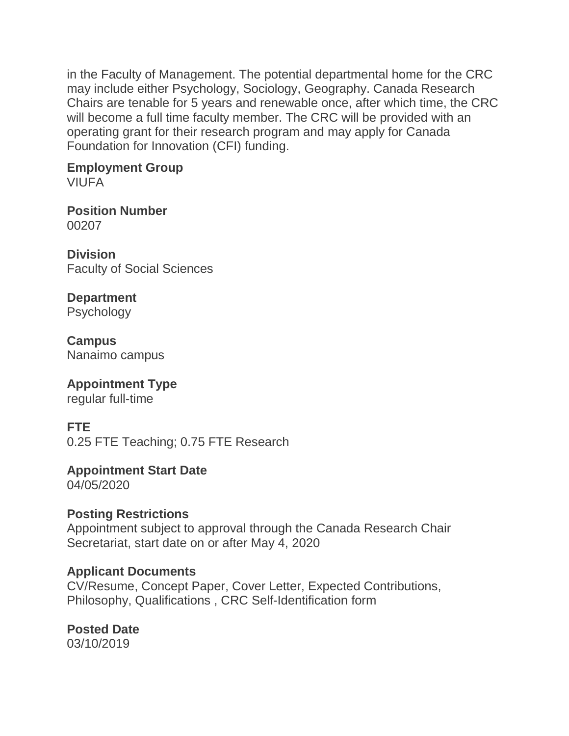in the Faculty of Management. The potential departmental home for the CRC may include either Psychology, Sociology, Geography. Canada Research Chairs are tenable for 5 years and renewable once, after which time, the CRC will become a full time faculty member. The CRC will be provided with an operating grant for their research program and may apply for Canada Foundation for Innovation (CFI) funding.

**Employment Group**
VIUFA

**Position Number**
00207

**Division**
Faculty of Social Sciences

**Department**
Psychology

**Campus**
Nanaimo campus

**Appointment Type**
regular full-time

**FTE**
0.25 FTE Teaching; 0.75 FTE Research

**Appointment Start Date**
04/05/2020

**Posting Restrictions**
Appointment subject to approval through the Canada Research Chair Secretariat, start date on or after May 4, 2020

**Applicant Documents**
CV/Resume, Concept Paper, Cover Letter, Expected Contributions, Philosophy, Qualifications , CRC Self-Identification form

**Posted Date**
03/10/2019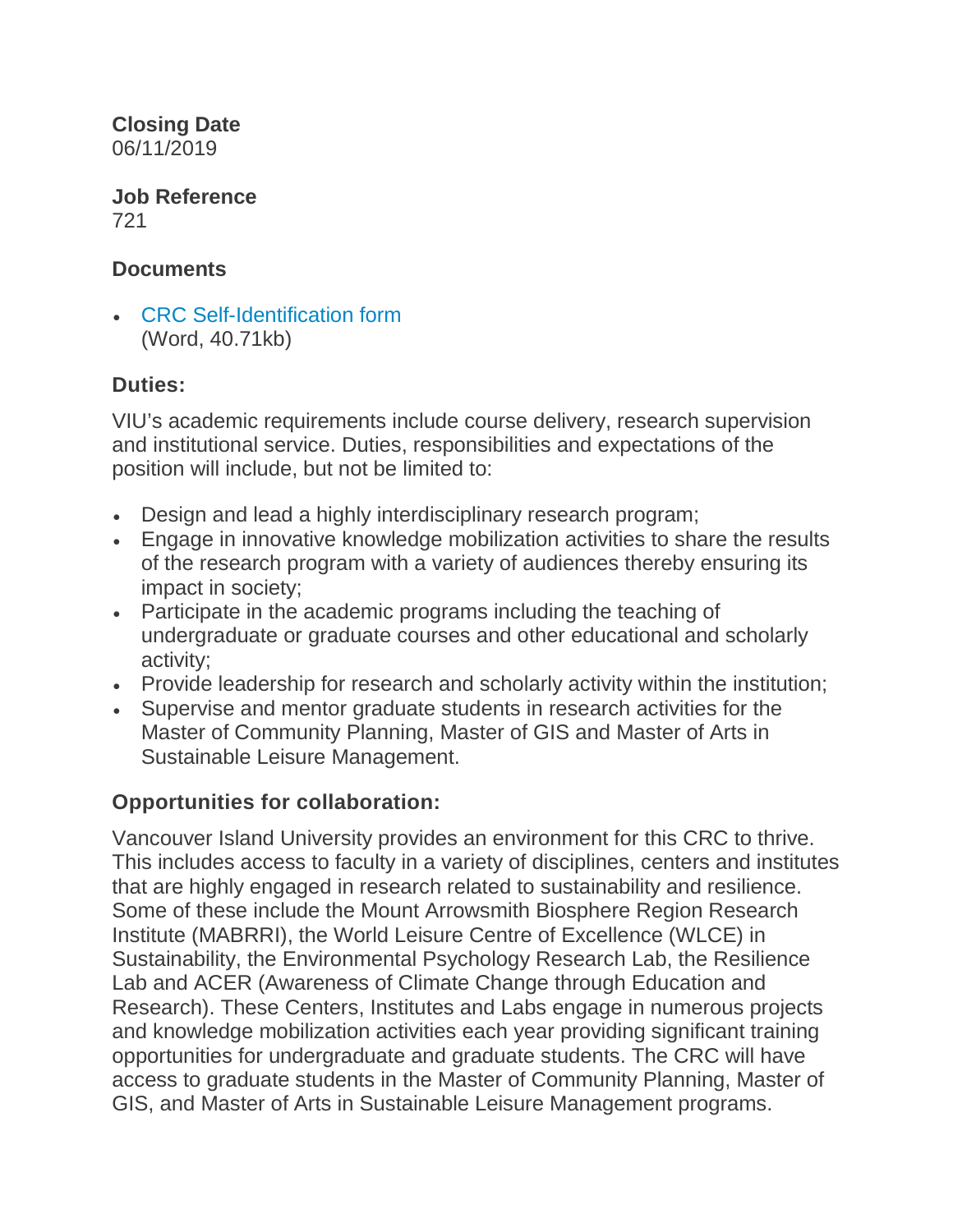**Closing Date**
06/11/2019

**Job Reference**
721

### Documents

- CRC Self-Identification form
  (Word, 40.71kb)

### Duties:

VIU's academic requirements include course delivery, research supervision and institutional service. Duties, responsibilities and expectations of the position will include, but not be limited to:

- Design and lead a highly interdisciplinary research program;
- Engage in innovative knowledge mobilization activities to share the results of the research program with a variety of audiences thereby ensuring its impact in society;
- Participate in the academic programs including the teaching of undergraduate or graduate courses and other educational and scholarly activity;
- Provide leadership for research and scholarly activity within the institution;
- Supervise and mentor graduate students in research activities for the Master of Community Planning, Master of GIS and Master of Arts in Sustainable Leisure Management.

### Opportunities for collaboration:

Vancouver Island University provides an environment for this CRC to thrive. This includes access to faculty in a variety of disciplines, centers and institutes that are highly engaged in research related to sustainability and resilience. Some of these include the Mount Arrowsmith Biosphere Region Research Institute (MABRRI), the World Leisure Centre of Excellence (WLCE) in Sustainability, the Environmental Psychology Research Lab, the Resilience Lab and ACER (Awareness of Climate Change through Education and Research). These Centers, Institutes and Labs engage in numerous projects and knowledge mobilization activities each year providing significant training opportunities for undergraduate and graduate students. The CRC will have access to graduate students in the Master of Community Planning, Master of GIS, and Master of Arts in Sustainable Leisure Management programs.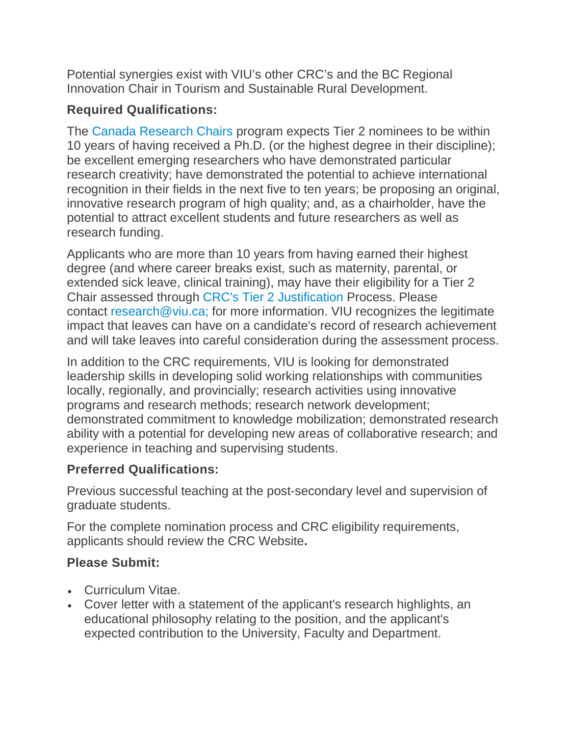Potential synergies exist with VIU's other CRC's and the BC Regional Innovation Chair in Tourism and Sustainable Rural Development.

### Required Qualifications:

The Canada Research Chairs program expects Tier 2 nominees to be within 10 years of having received a Ph.D. (or the highest degree in their discipline); be excellent emerging researchers who have demonstrated particular research creativity; have demonstrated the potential to achieve international recognition in their fields in the next five to ten years; be proposing an original, innovative research program of high quality; and, as a chairholder, have the potential to attract excellent students and future researchers as well as research funding.

Applicants who are more than 10 years from having earned their highest degree (and where career breaks exist, such as maternity, parental, or extended sick leave, clinical training), may have their eligibility for a Tier 2 Chair assessed through CRC's Tier 2 Justification Process. Please contact research@viu.ca; for more information. VIU recognizes the legitimate impact that leaves can have on a candidate's record of research achievement and will take leaves into careful consideration during the assessment process.

In addition to the CRC requirements, VIU is looking for demonstrated leadership skills in developing solid working relationships with communities locally, regionally, and provincially; research activities using innovative programs and research methods; research network development; demonstrated commitment to knowledge mobilization; demonstrated research ability with a potential for developing new areas of collaborative research; and experience in teaching and supervising students.

### Preferred Qualifications:

Previous successful teaching at the post-secondary level and supervision of graduate students.

For the complete nomination process and CRC eligibility requirements, applicants should review the CRC Website**.**

### Please Submit:

- Curriculum Vitae.
- Cover letter with a statement of the applicant's research highlights, an educational philosophy relating to the position, and the applicant's expected contribution to the University, Faculty and Department.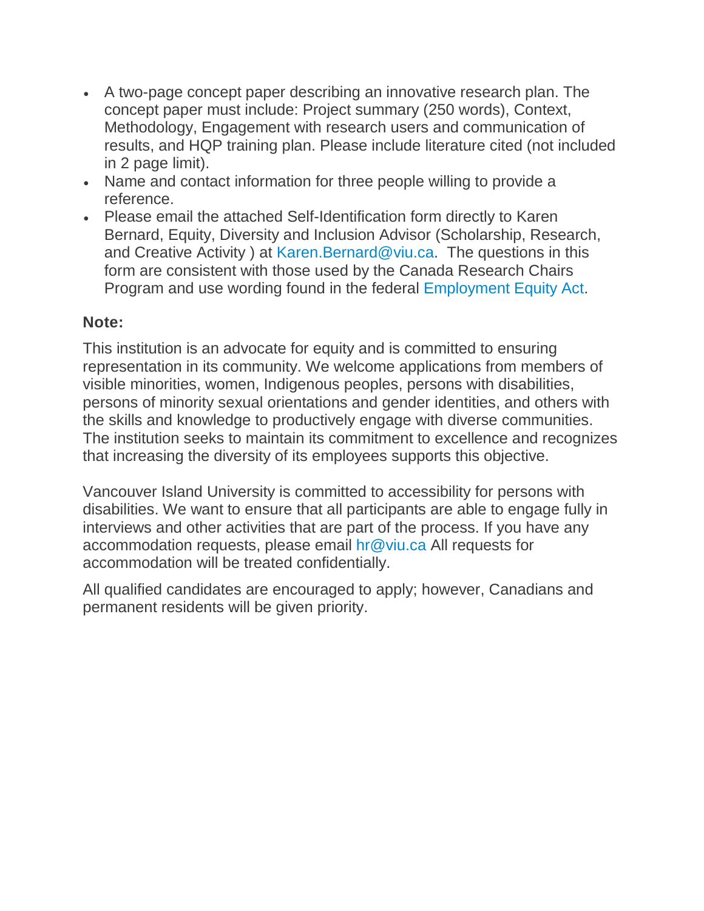- A two-page concept paper describing an innovative research plan. The concept paper must include: Project summary (250 words), Context, Methodology, Engagement with research users and communication of results, and HQP training plan. Please include literature cited (not included in 2 page limit).
- Name and contact information for three people willing to provide a reference.
- Please email the attached Self-Identification form directly to Karen Bernard, Equity, Diversity and Inclusion Advisor (Scholarship, Research, and Creative Activity ) at Karen.Bernard@viu.ca. The questions in this form are consistent with those used by the Canada Research Chairs Program and use wording found in the federal Employment Equity Act.

**Note:**

This institution is an advocate for equity and is committed to ensuring representation in its community. We welcome applications from members of visible minorities, women, Indigenous peoples, persons with disabilities, persons of minority sexual orientations and gender identities, and others with the skills and knowledge to productively engage with diverse communities. The institution seeks to maintain its commitment to excellence and recognizes that increasing the diversity of its employees supports this objective.

Vancouver Island University is committed to accessibility for persons with disabilities. We want to ensure that all participants are able to engage fully in interviews and other activities that are part of the process. If you have any accommodation requests, please email hr@viu.ca All requests for accommodation will be treated confidentially.

All qualified candidates are encouraged to apply; however, Canadians and permanent residents will be given priority.